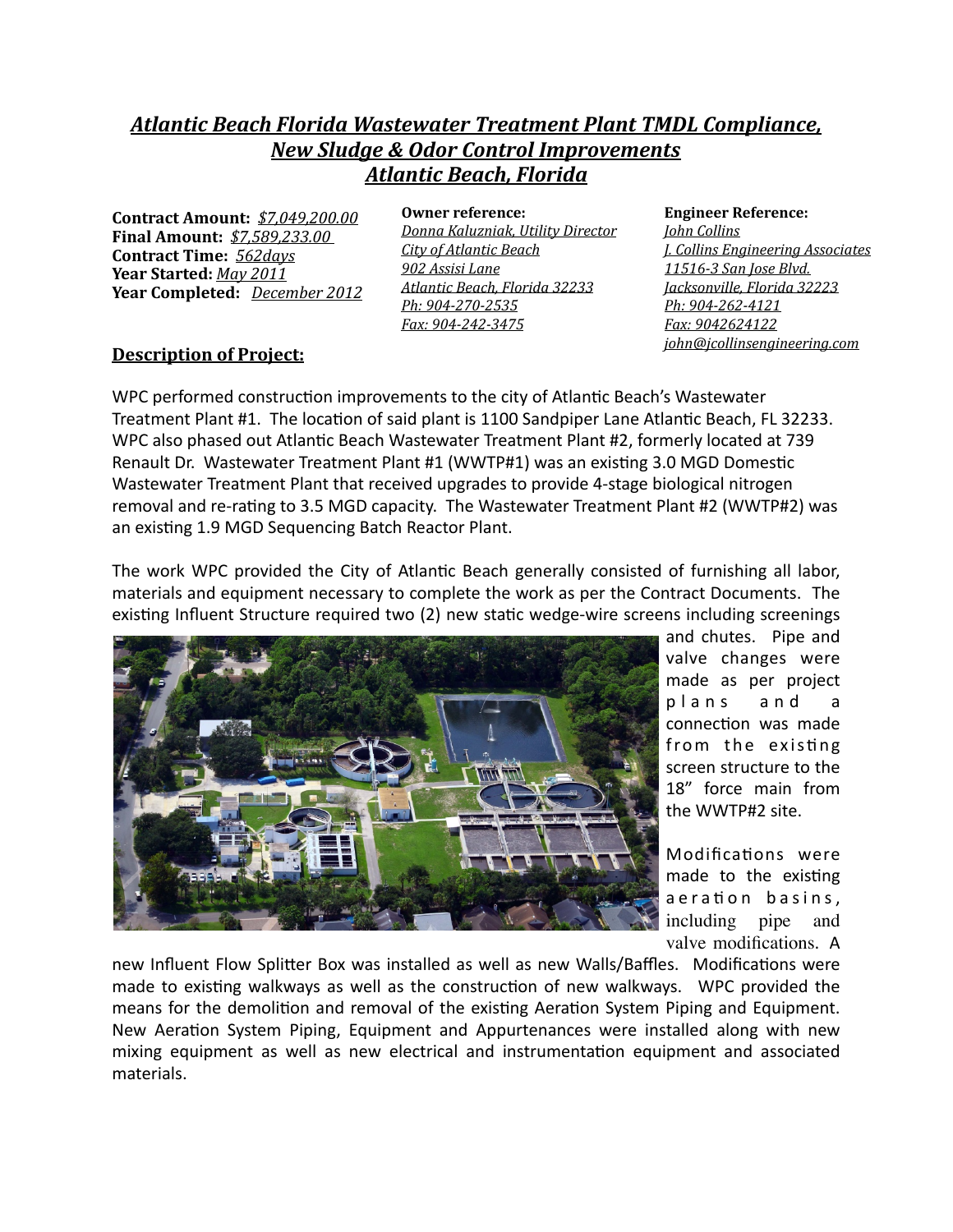# *Atlantic Beach Florida Wastewater Treatment Plant TMDL Compliance, New Sludge & Odor Control Improvements Atlantic Beach, Florida*

**Contract Amount:** *$7,049,200.00*
**Final Amount:** *$7,589,233.00*
**Contract Time:** *562days*
**Year Started:** *May 2011*
**Year Completed:** *December 2012*

**Owner reference:**
*Donna Kaluzniak, Utility Director*
*City of Atlantic Beach*
*902 Assisi Lane*
*Atlantic Beach, Florida 32233*
*Ph: 904-270-2535*
*Fax: 904-242-3475*

**Engineer Reference:**
*John Collins*
*J. Collins Engineering Associates*
*11516-3 San Jose Blvd.*
*Jacksonville, Florida 32223*
*Ph: 904-262-4121*
*Fax: 9042624122*
*john@jcollinsengineering.com*

## Description of Project:

WPC performed construction improvements to the city of Atlantic Beach's Wastewater Treatment Plant #1. The location of said plant is 1100 Sandpiper Lane Atlantic Beach, FL 32233. WPC also phased out Atlantic Beach Wastewater Treatment Plant #2, formerly located at 739 Renault Dr. Wastewater Treatment Plant #1 (WWTP#1) was an existing 3.0 MGD Domestic Wastewater Treatment Plant that received upgrades to provide 4-stage biological nitrogen removal and re-rating to 3.5 MGD capacity. The Wastewater Treatment Plant #2 (WWTP#2) was an existing 1.9 MGD Sequencing Batch Reactor Plant.

The work WPC provided the City of Atlantic Beach generally consisted of furnishing all labor, materials and equipment necessary to complete the work as per the Contract Documents. The existing Influent Structure required two (2) new static wedge-wire screens including screenings and chutes. Pipe and valve changes were made as per project plans and a connection was made from the existing screen structure to the 18" force main from the WWTP#2 site.

Modifications were made to the existing aeration basins, including pipe and valve modifications. A new Influent Flow Splitter Box was installed as well as new Walls/Baffles. Modifications were made to existing walkways as well as the construction of new walkways. WPC provided the means for the demolition and removal of the existing Aeration System Piping and Equipment. New Aeration System Piping, Equipment and Appurtenances were installed along with new mixing equipment as well as new electrical and instrumentation equipment and associated materials.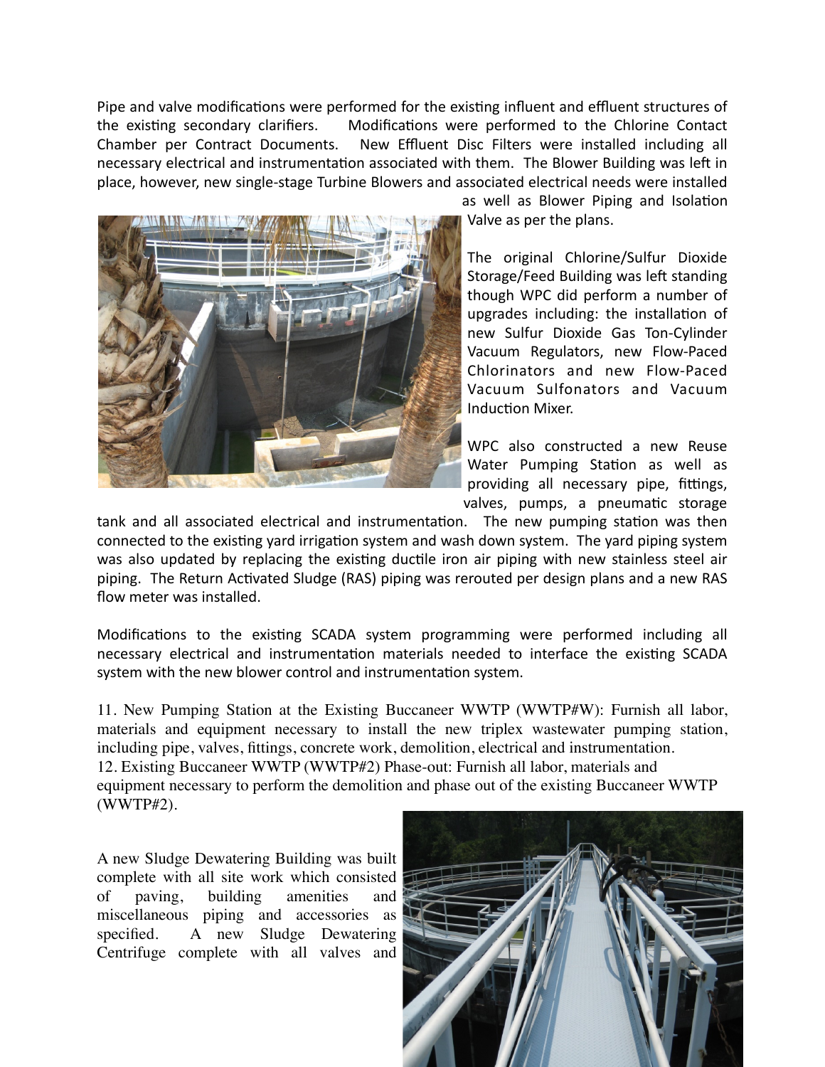Pipe and valve modifications were performed for the existing influent and effluent structures of the existing secondary clarifiers. Modifications were performed to the Chlorine Contact Chamber per Contract Documents. New Effluent Disc Filters were installed including all necessary electrical and instrumentation associated with them. The Blower Building was left in place, however, new single-stage Turbine Blowers and associated electrical needs were installed as well as Blower Piping and Isolation Valve as per the plans.

The original Chlorine/Sulfur Dioxide Storage/Feed Building was left standing though WPC did perform a number of upgrades including: the installation of new Sulfur Dioxide Gas Ton-Cylinder Vacuum Regulators, new Flow-Paced Chlorinators and new Flow-Paced Vacuum Sulfonators and Vacuum Induction Mixer.

WPC also constructed a new Reuse Water Pumping Station as well as providing all necessary pipe, fittings, valves, pumps, a pneumatic storage tank and all associated electrical and instrumentation. The new pumping station was then connected to the existing yard irrigation system and wash down system. The yard piping system was also updated by replacing the existing ductile iron air piping with new stainless steel air piping. The Return Activated Sludge (RAS) piping was rerouted per design plans and a new RAS flow meter was installed.

Modifications to the existing SCADA system programming were performed including all necessary electrical and instrumentation materials needed to interface the existing SCADA system with the new blower control and instrumentation system.

11. New Pumping Station at the Existing Buccaneer WWTP (WWTP#W): Furnish all labor, materials and equipment necessary to install the new triplex wastewater pumping station, including pipe, valves, fittings, concrete work, demolition, electrical and instrumentation.
12. Existing Buccaneer WWTP (WWTP#2) Phase-out: Furnish all labor, materials and equipment necessary to perform the demolition and phase out of the existing Buccaneer WWTP (WWTP#2).

A new Sludge Dewatering Building was built complete with all site work which consisted of paving, building amenities and miscellaneous piping and accessories as specified. A new Sludge Dewatering Centrifuge complete with all valves and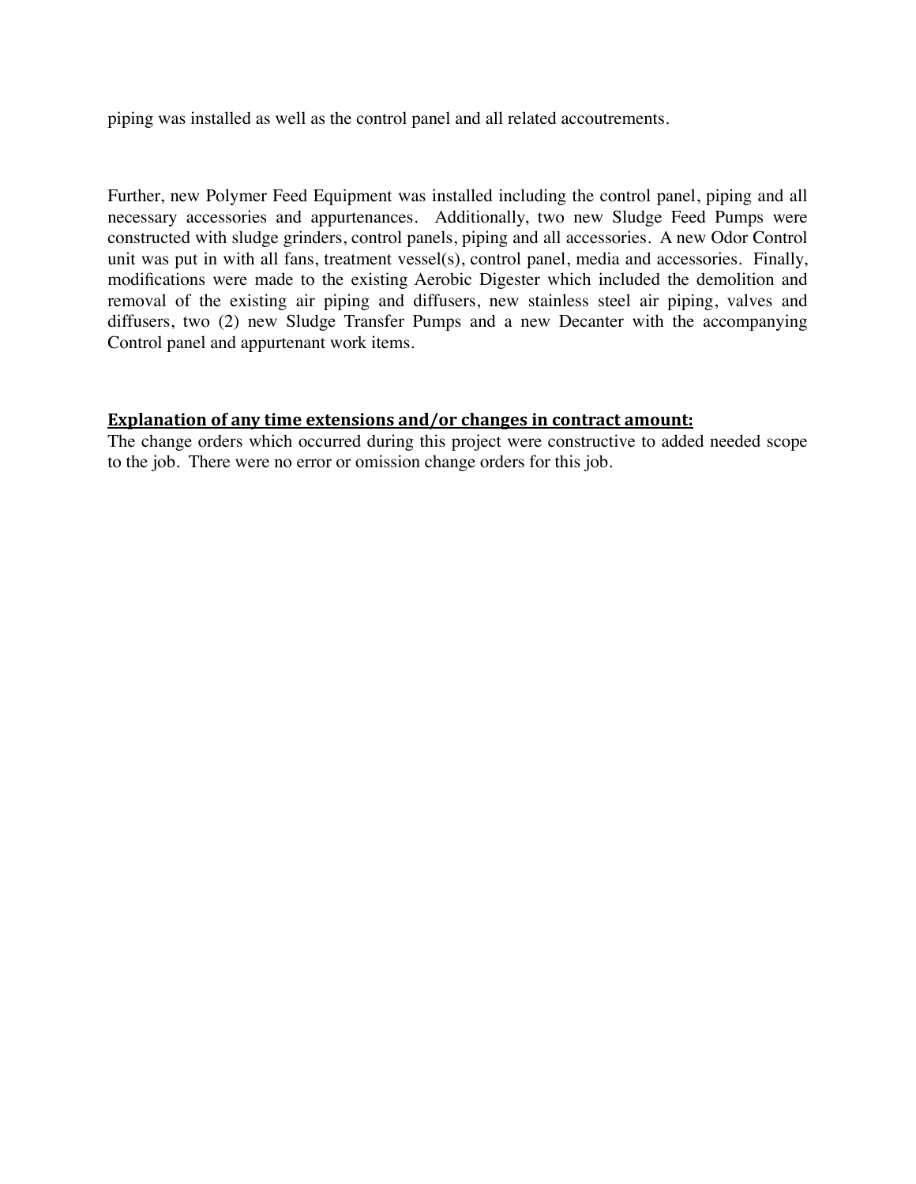piping was installed as well as the control panel and all related accoutrements.

Further, new Polymer Feed Equipment was installed including the control panel, piping and all necessary accessories and appurtenances. Additionally, two new Sludge Feed Pumps were constructed with sludge grinders, control panels, piping and all accessories. A new Odor Control unit was put in with all fans, treatment vessel(s), control panel, media and accessories. Finally, modifications were made to the existing Aerobic Digester which included the demolition and removal of the existing air piping and diffusers, new stainless steel air piping, valves and diffusers, two (2) new Sludge Transfer Pumps and a new Decanter with the accompanying Control panel and appurtenant work items.

**Explanation of any time extensions and/or changes in contract amount:**

The change orders which occurred during this project were constructive to added needed scope to the job. There were no error or omission change orders for this job.